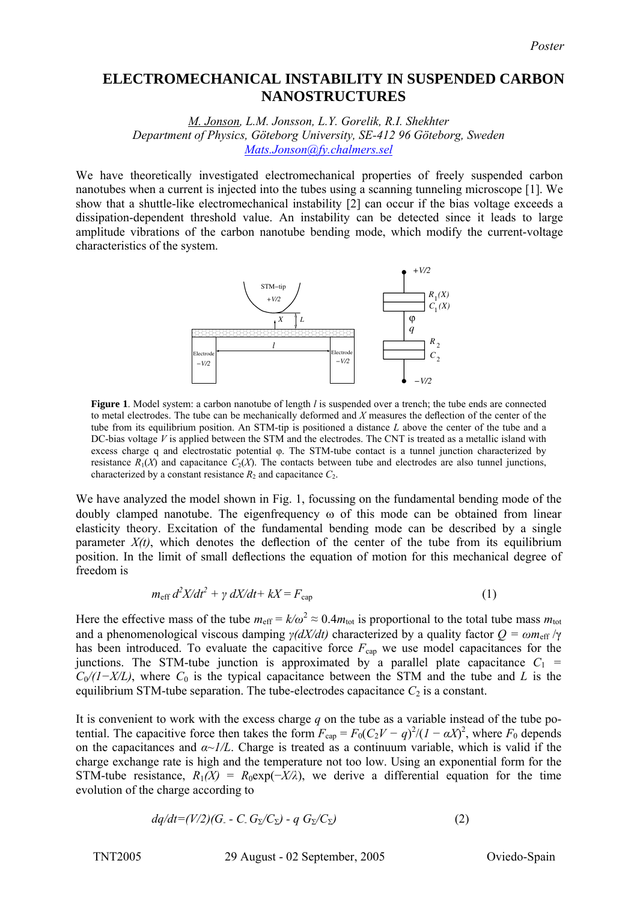*Poster*

# ELECTROMECHANICAL INSTABILITY IN SUSPENDED CARBON NANOSTRUCTURES

*M. Jonson, L.M. Jonsson, L.Y. Gorelik, R.I. Shekhter*
*Department of Physics, Göteborg University, SE-412 96 Göteborg, Sweden*
*Mats.Jonson@fy.chalmers.sel*

We have theoretically investigated electromechanical properties of freely suspended carbon nanotubes when a current is injected into the tubes using a scanning tunneling microscope [1]. We show that a shuttle-like electromechanical instability [2] can occur if the bias voltage exceeds a dissipation-dependent threshold value. An instability can be detected since it leads to large amplitude vibrations of the carbon nanotube bending mode, which modify the current-voltage characteristics of the system.

**Figure 1**. Model system: a carbon nanotube of length $l$ is suspended over a trench; the tube ends are connected to metal electrodes. The tube can be mechanically deformed and $X$ measures the deflection of the center of the tube from its equilibrium position. An STM-tip is positioned a distance $L$ above the center of the tube and a DC-bias voltage $V$ is applied between the STM and the electrodes. The CNT is treated as a metallic island with excess charge q and electrostatic potential φ. The STM-tube contact is a tunnel junction characterized by resistance $R_1(X)$ and capacitance $C_2(X)$. The contacts between tube and electrodes are also tunnel junctions, characterized by a constant resistance $R_2$ and capacitance $C_2$.

We have analyzed the model shown in Fig. 1, focussing on the fundamental bending mode of the doubly clamped nanotube. The eigenfrequency ω of this mode can be obtained from linear elasticity theory. Excitation of the fundamental bending mode can be described by a single parameter $X(t)$, which denotes the deflection of the center of the tube from its equilibrium position. In the limit of small deflections the equation of motion for this mechanical degree of freedom is

$$m_{\mathrm{eff}}\, d^2X/dt^2 + \gamma\, dX/dt + kX = F_{\mathrm{cap}} \qquad (1)$$

Here the effective mass of the tube $m_{\mathrm{eff}} = k/\omega^2 \approx 0.4 m_{\mathrm{tot}}$ is proportional to the total tube mass $m_{\mathrm{tot}}$ and a phenomenological viscous damping $\gamma(dX/dt)$ characterized by a quality factor $Q = \omega m_{\mathrm{eff}}/\gamma$ has been introduced. To evaluate the capacitive force $F_{\mathrm{cap}}$ we use model capacitances for the junctions. The STM-tube junction is approximated by a parallel plate capacitance $C_1 = C_0/(1-X/L)$, where $C_0$ is the typical capacitance between the STM and the tube and $L$ is the equilibrium STM-tube separation. The tube-electrodes capacitance $C_2$ is a constant.

It is convenient to work with the excess charge $q$ on the tube as a variable instead of the tube potential. The capacitive force then takes the form $F_{\mathrm{cap}} = F_0(C_2V - q)^2/(1 - \alpha X)^2$, where $F_0$ depends on the capacitances and $\alpha \sim 1/L$. Charge is treated as a continuum variable, which is valid if the charge exchange rate is high and the temperature not too low. Using an exponential form for the STM-tube resistance, $R_1(X) = R_0\exp(-X/\lambda)$, we derive a differential equation for the time evolution of the charge according to

$$dq/dt = (V/2)(G_- - C_- G_\Sigma/C_\Sigma) - q\, G_\Sigma/C_\Sigma) \qquad (2)$$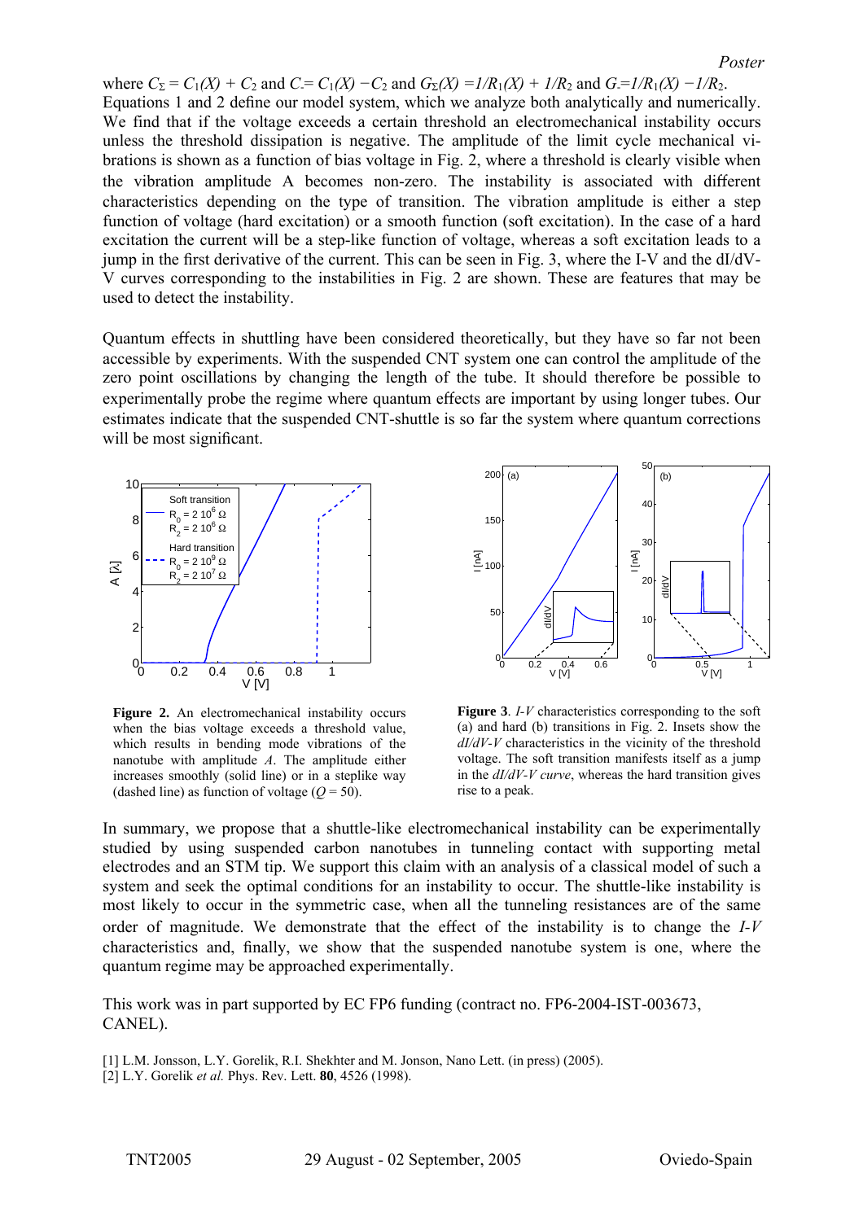where $C_\Sigma = C_1(X) + C_2$ and $C_- = C_1(X) - C_2$ and $G_\Sigma(X) = 1/R_1(X) + 1/R_2$ and $G_- = 1/R_1(X) - 1/R_2$. Equations 1 and 2 define our model system, which we analyze both analytically and numerically. We find that if the voltage exceeds a certain threshold an electromechanical instability occurs unless the threshold dissipation is negative. The amplitude of the limit cycle mechanical vibrations is shown as a function of bias voltage in Fig. 2, where a threshold is clearly visible when the vibration amplitude A becomes non-zero. The instability is associated with different characteristics depending on the type of transition. The vibration amplitude is either a step function of voltage (hard excitation) or a smooth function (soft excitation). In the case of a hard excitation the current will be a step-like function of voltage, whereas a soft excitation leads to a jump in the first derivative of the current. This can be seen in Fig. 3, where the I-V and the dI/dV-V curves corresponding to the instabilities in Fig. 2 are shown. These are features that may be used to detect the instability.

Quantum effects in shuttling have been considered theoretically, but they have so far not been accessible by experiments. With the suspended CNT system one can control the amplitude of the zero point oscillations by changing the length of the tube. It should therefore be possible to experimentally probe the regime where quantum effects are important by using longer tubes. Our estimates indicate that the suspended CNT-shuttle is so far the system where quantum corrections will be most significant.

A [Å]
V [V]
0
2
4
6
8
10
0
0.2
0.4
0.6
0.8
1
Soft transition
$R_0 = 2\,10^6\ \Omega$
$R_2 = 2\,10^6\ \Omega$
Hard transition
$R_0 = 2\,10^9\ \Omega$
$R_2 = 2\,10^7\ \Omega$

**Figure 2.** An electromechanical instability occurs when the bias voltage exceeds a threshold value, which results in bending mode vibrations of the nanotube with amplitude *A*. The amplitude either increases smoothly (solid line) or in a steplike way (dashed line) as function of voltage ($Q = 50$).

(a)
I [nA]
V [V]
0
50
100
150
200
0
0.2
0.4
0.6
dI/dV
(b)
I [nA]
V [V]
0
10
20
30
40
50
0
0.5
1
dI/dV

**Figure 3**. *I-V* characteristics corresponding to the soft (a) and hard (b) transitions in Fig. 2. Insets show the *dI/dV-V* characteristics in the vicinity of the threshold voltage. The soft transition manifests itself as a jump in the *dI/dV-V curve*, whereas the hard transition gives rise to a peak.

In summary, we propose that a shuttle-like electromechanical instability can be experimentally studied by using suspended carbon nanotubes in tunneling contact with supporting metal electrodes and an STM tip. We support this claim with an analysis of a classical model of such a system and seek the optimal conditions for an instability to occur. The shuttle-like instability is most likely to occur in the symmetric case, when all the tunneling resistances are of the same order of magnitude. We demonstrate that the effect of the instability is to change the *I-V* characteristics and, finally, we show that the suspended nanotube system is one, where the quantum regime may be approached experimentally.

This work was in part supported by EC FP6 funding (contract no. FP6-2004-IST-003673, CANEL).

[1] L.M. Jonsson, L.Y. Gorelik, R.I. Shekhter and M. Jonson, Nano Lett. (in press) (2005).
[2] L.Y. Gorelik *et al.* Phys. Rev. Lett. **80**, 4526 (1998).